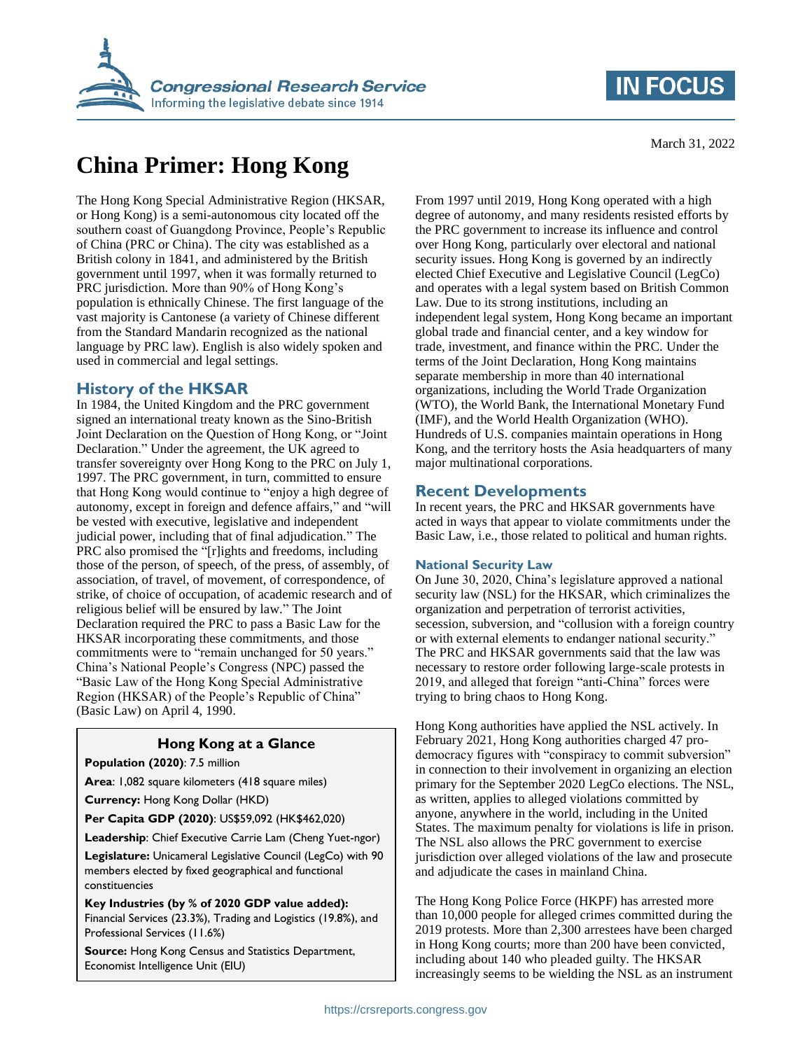# China Primer: Hong Kong

March 31, 2022

The Hong Kong Special Administrative Region (HKSAR, or Hong Kong) is a semi-autonomous city located off the southern coast of Guangdong Province, People's Republic of China (PRC or China). The city was established as a British colony in 1841, and administered by the British government until 1997, when it was formally returned to PRC jurisdiction. More than 90% of Hong Kong's population is ethnically Chinese. The first language of the vast majority is Cantonese (a variety of Chinese different from the Standard Mandarin recognized as the national language by PRC law). English is also widely spoken and used in commercial and legal settings.

## History of the HKSAR

In 1984, the United Kingdom and the PRC government signed an international treaty known as the Sino-British Joint Declaration on the Question of Hong Kong, or "Joint Declaration." Under the agreement, the UK agreed to transfer sovereignty over Hong Kong to the PRC on July 1, 1997. The PRC government, in turn, committed to ensure that Hong Kong would continue to "enjoy a high degree of autonomy, except in foreign and defence affairs," and "will be vested with executive, legislative and independent judicial power, including that of final adjudication." The PRC also promised the "[r]ights and freedoms, including those of the person, of speech, of the press, of assembly, of association, of travel, of movement, of correspondence, of strike, of choice of occupation, of academic research and of religious belief will be ensured by law." The Joint Declaration required the PRC to pass a Basic Law for the HKSAR incorporating these commitments, and those commitments were to "remain unchanged for 50 years." China's National People's Congress (NPC) passed the "Basic Law of the Hong Kong Special Administrative Region (HKSAR) of the People's Republic of China" (Basic Law) on April 4, 1990.

> **Hong Kong at a Glance**
>
> **Population (2020)**: 7.5 million
>
> **Area**: 1,082 square kilometers (418 square miles)
>
> **Currency:** Hong Kong Dollar (HKD)
>
> **Per Capita GDP (2020)**: US$59,092 (HK$462,020)
>
> **Leadership**: Chief Executive Carrie Lam (Cheng Yuet-ngor)
>
> **Legislature:** Unicameral Legislative Council (LegCo) with 90 members elected by fixed geographical and functional constituencies
>
> **Key Industries (by % of 2020 GDP value added):** Financial Services (23.3%), Trading and Logistics (19.8%), and Professional Services (11.6%)
>
> **Source:** Hong Kong Census and Statistics Department, Economist Intelligence Unit (EIU)

From 1997 until 2019, Hong Kong operated with a high degree of autonomy, and many residents resisted efforts by the PRC government to increase its influence and control over Hong Kong, particularly over electoral and national security issues. Hong Kong is governed by an indirectly elected Chief Executive and Legislative Council (LegCo) and operates with a legal system based on British Common Law. Due to its strong institutions, including an independent legal system, Hong Kong became an important global trade and financial center, and a key window for trade, investment, and finance within the PRC. Under the terms of the Joint Declaration, Hong Kong maintains separate membership in more than 40 international organizations, including the World Trade Organization (WTO), the World Bank, the International Monetary Fund (IMF), and the World Health Organization (WHO). Hundreds of U.S. companies maintain operations in Hong Kong, and the territory hosts the Asia headquarters of many major multinational corporations.

## Recent Developments

In recent years, the PRC and HKSAR governments have acted in ways that appear to violate commitments under the Basic Law, i.e., those related to political and human rights.

### National Security Law

On June 30, 2020, China's legislature approved a national security law (NSL) for the HKSAR, which criminalizes the organization and perpetration of terrorist activities, secession, subversion, and "collusion with a foreign country or with external elements to endanger national security." The PRC and HKSAR governments said that the law was necessary to restore order following large-scale protests in 2019, and alleged that foreign "anti-China" forces were trying to bring chaos to Hong Kong.

Hong Kong authorities have applied the NSL actively. In February 2021, Hong Kong authorities charged 47 pro-democracy figures with "conspiracy to commit subversion" in connection to their involvement in organizing an election primary for the September 2020 LegCo elections. The NSL, as written, applies to alleged violations committed by anyone, anywhere in the world, including in the United States. The maximum penalty for violations is life in prison. The NSL also allows the PRC government to exercise jurisdiction over alleged violations of the law and prosecute and adjudicate the cases in mainland China.

The Hong Kong Police Force (HKPF) has arrested more than 10,000 people for alleged crimes committed during the 2019 protests. More than 2,300 arrestees have been charged in Hong Kong courts; more than 200 have been convicted, including about 140 who pleaded guilty. The HKSAR increasingly seems to be wielding the NSL as an instrument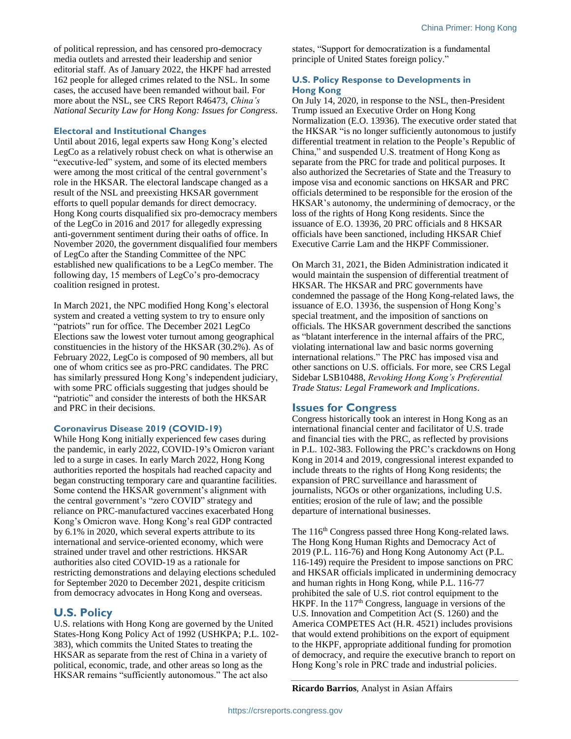of political repression, and has censored pro-democracy media outlets and arrested their leadership and senior editorial staff. As of January 2022, the HKPF had arrested 162 people for alleged crimes related to the NSL. In some cases, the accused have been remanded without bail. For more about the NSL, see CRS Report R46473, *China's National Security Law for Hong Kong: Issues for Congress*.

### Electoral and Institutional Changes

Until about 2016, legal experts saw Hong Kong's elected LegCo as a relatively robust check on what is otherwise an "executive-led" system, and some of its elected members were among the most critical of the central government's role in the HKSAR. The electoral landscape changed as a result of the NSL and preexisting HKSAR government efforts to quell popular demands for direct democracy. Hong Kong courts disqualified six pro-democracy members of the LegCo in 2016 and 2017 for allegedly expressing anti-government sentiment during their oaths of office. In November 2020, the government disqualified four members of LegCo after the Standing Committee of the NPC established new qualifications to be a LegCo member. The following day, 15 members of LegCo's pro-democracy coalition resigned in protest.

In March 2021, the NPC modified Hong Kong's electoral system and created a vetting system to try to ensure only "patriots" run for office. The December 2021 LegCo Elections saw the lowest voter turnout among geographical constituencies in the history of the HKSAR (30.2%). As of February 2022, LegCo is composed of 90 members, all but one of whom critics see as pro-PRC candidates. The PRC has similarly pressured Hong Kong's independent judiciary, with some PRC officials suggesting that judges should be "patriotic" and consider the interests of both the HKSAR and PRC in their decisions.

### Coronavirus Disease 2019 (COVID-19)

While Hong Kong initially experienced few cases during the pandemic, in early 2022, COVID-19's Omicron variant led to a surge in cases. In early March 2022, Hong Kong authorities reported the hospitals had reached capacity and began constructing temporary care and quarantine facilities. Some contend the HKSAR government's alignment with the central government's "zero COVID" strategy and reliance on PRC-manufactured vaccines exacerbated Hong Kong's Omicron wave. Hong Kong's real GDP contracted by 6.1% in 2020, which several experts attribute to its international and service-oriented economy, which were strained under travel and other restrictions. HKSAR authorities also cited COVID-19 as a rationale for restricting demonstrations and delaying elections scheduled for September 2020 to December 2021, despite criticism from democracy advocates in Hong Kong and overseas.

## U.S. Policy

U.S. relations with Hong Kong are governed by the United States-Hong Kong Policy Act of 1992 (USHKPA; P.L. 102-383), which commits the United States to treating the HKSAR as separate from the rest of China in a variety of political, economic, trade, and other areas so long as the HKSAR remains "sufficiently autonomous." The act also states, "Support for democratization is a fundamental principle of United States foreign policy."

### U.S. Policy Response to Developments in Hong Kong

On July 14, 2020, in response to the NSL, then-President Trump issued an Executive Order on Hong Kong Normalization (E.O. 13936). The executive order stated that the HKSAR "is no longer sufficiently autonomous to justify differential treatment in relation to the People's Republic of China," and suspended U.S. treatment of Hong Kong as separate from the PRC for trade and political purposes. It also authorized the Secretaries of State and the Treasury to impose visa and economic sanctions on HKSAR and PRC officials determined to be responsible for the erosion of the HKSAR's autonomy, the undermining of democracy, or the loss of the rights of Hong Kong residents. Since the issuance of E.O. 13936, 20 PRC officials and 8 HKSAR officials have been sanctioned, including HKSAR Chief Executive Carrie Lam and the HKPF Commissioner.

On March 31, 2021, the Biden Administration indicated it would maintain the suspension of differential treatment of HKSAR. The HKSAR and PRC governments have condemned the passage of the Hong Kong-related laws, the issuance of E.O. 13936, the suspension of Hong Kong's special treatment, and the imposition of sanctions on officials. The HKSAR government described the sanctions as "blatant interference in the internal affairs of the PRC, violating international law and basic norms governing international relations." The PRC has imposed visa and other sanctions on U.S. officials. For more, see CRS Legal Sidebar LSB10488, *Revoking Hong Kong's Preferential Trade Status: Legal Framework and Implications*.

## Issues for Congress

Congress historically took an interest in Hong Kong as an international financial center and facilitator of U.S. trade and financial ties with the PRC, as reflected by provisions in P.L. 102-383. Following the PRC's crackdowns on Hong Kong in 2014 and 2019, congressional interest expanded to include threats to the rights of Hong Kong residents; the expansion of PRC surveillance and harassment of journalists, NGOs or other organizations, including U.S. entities; erosion of the rule of law; and the possible departure of international businesses.

The 116th Congress passed three Hong Kong-related laws. The Hong Kong Human Rights and Democracy Act of 2019 (P.L. 116-76) and Hong Kong Autonomy Act (P.L. 116-149) require the President to impose sanctions on PRC and HKSAR officials implicated in undermining democracy and human rights in Hong Kong, while P.L. 116-77 prohibited the sale of U.S. riot control equipment to the HKPF. In the 117th Congress, language in versions of the U.S. Innovation and Competition Act (S. 1260) and the America COMPETES Act (H.R. 4521) includes provisions that would extend prohibitions on the export of equipment to the HKPF, appropriate additional funding for promotion of democracy, and require the executive branch to report on Hong Kong's role in PRC trade and industrial policies.

**Ricardo Barrios**, Analyst in Asian Affairs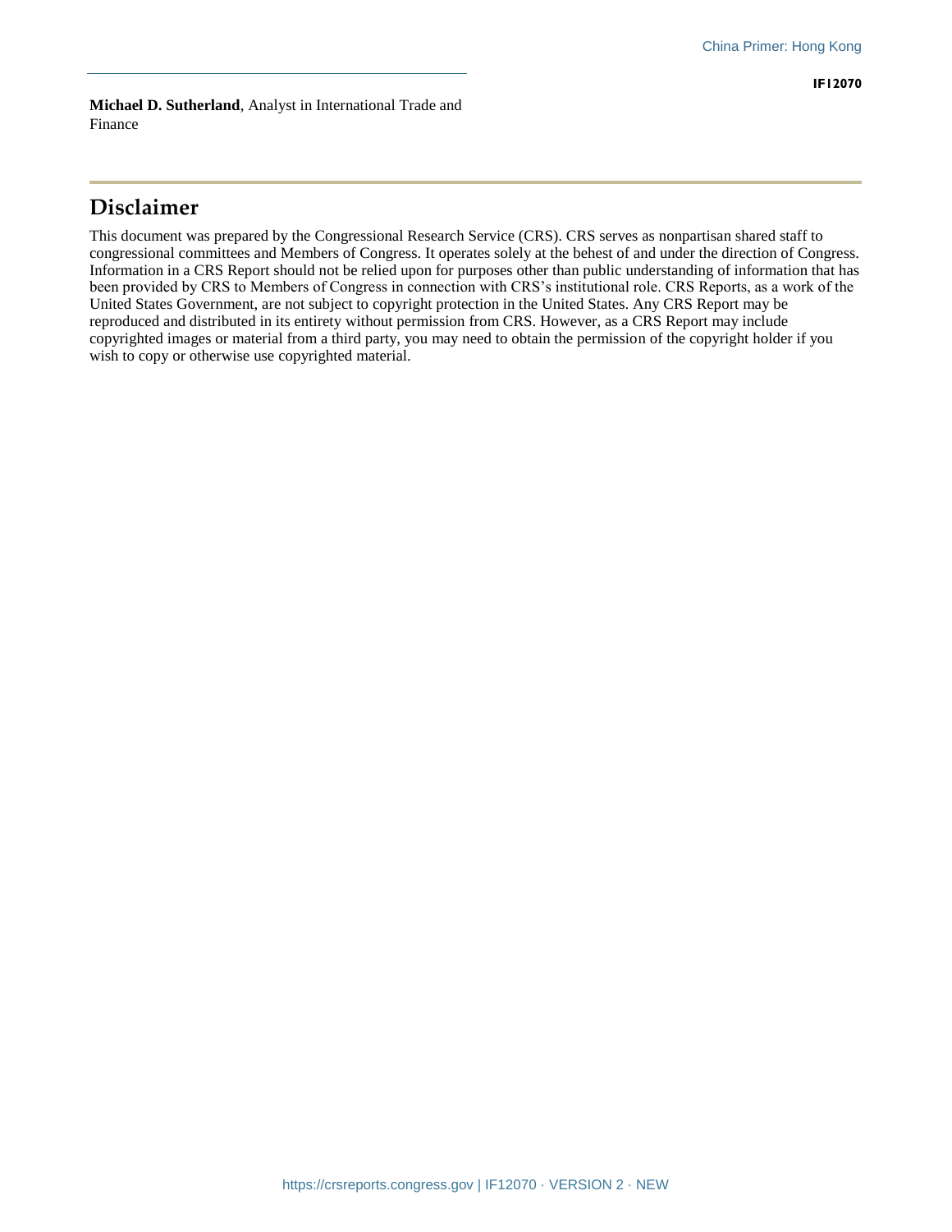**Michael D. Sutherland**, Analyst in International Trade and Finance

IF12070

## Disclaimer

This document was prepared by the Congressional Research Service (CRS). CRS serves as nonpartisan shared staff to congressional committees and Members of Congress. It operates solely at the behest of and under the direction of Congress. Information in a CRS Report should not be relied upon for purposes other than public understanding of information that has been provided by CRS to Members of Congress in connection with CRS's institutional role. CRS Reports, as a work of the United States Government, are not subject to copyright protection in the United States. Any CRS Report may be reproduced and distributed in its entirety without permission from CRS. However, as a CRS Report may include copyrighted images or material from a third party, you may need to obtain the permission of the copyright holder if you wish to copy or otherwise use copyrighted material.